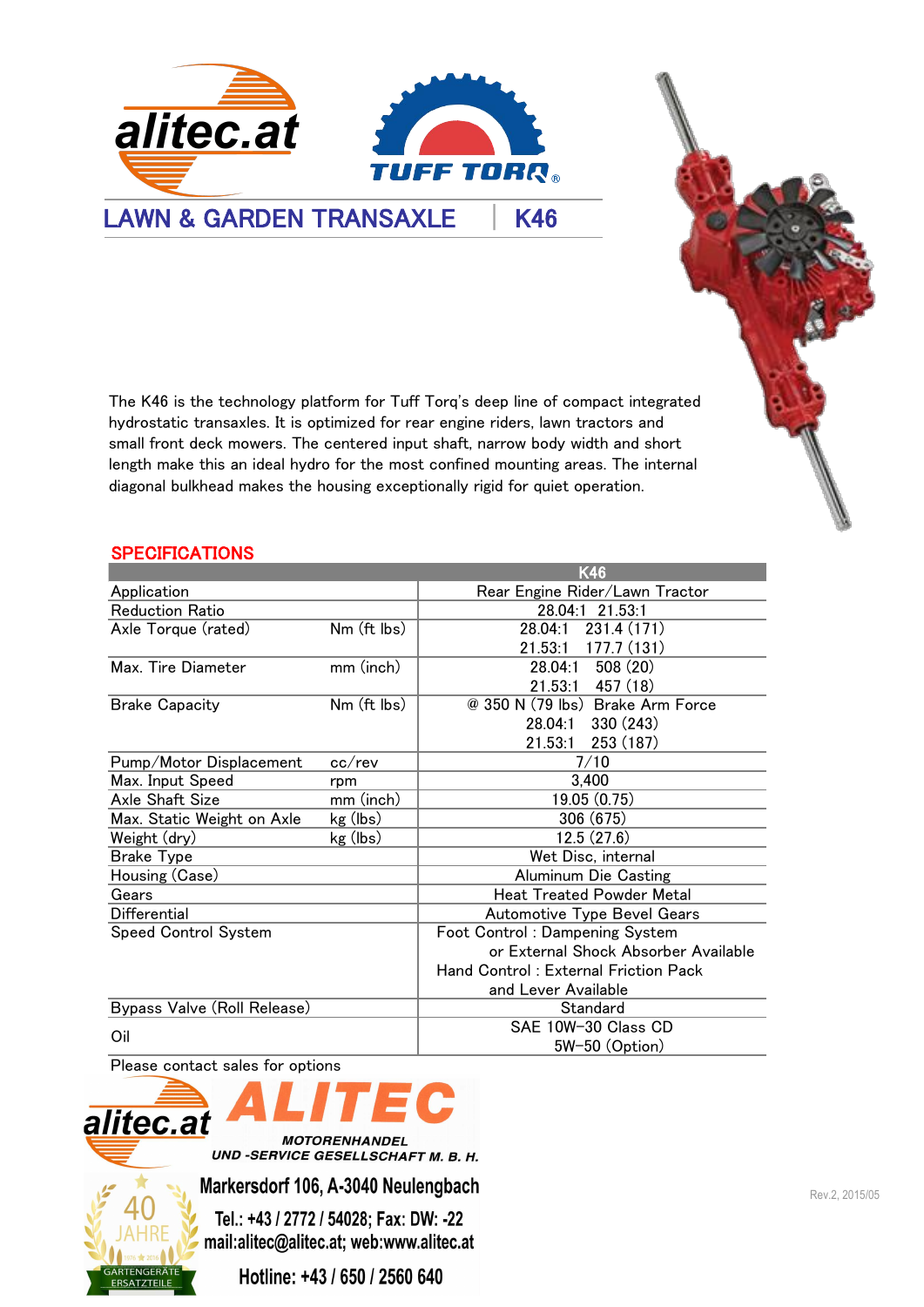alitec.at

TUFF TORQ®

# LAWN & GARDEN TRANSAXLE | K46

The K46 is the technology platform for Tuff Torq's deep line of compact integrated hydrostatic transaxles. It is optimized for rear engine riders, lawn tractors and small front deck mowers. The centered input shaft, narrow body width and short length make this an ideal hydro for the most confined mounting areas. The internal diagonal bulkhead makes the housing exceptionally rigid for quiet operation.

## SPECIFICATIONS

| | | K46 |
|---|---|---|
| Application | | Rear Engine Rider/Lawn Tractor |
| Reduction Ratio | | 28.04:1 21.53:1 |
| Axle Torque (rated) | Nm (ft lbs) | 28.04:1 231.4 (171)<br>21.53:1 177.7 (131) |
| Max. Tire Diameter | mm (inch) | 28.04:1 508 (20)<br>21.53:1 457 (18) |
| Brake Capacity | Nm (ft lbs) | @ 350 N (79 lbs) Brake Arm Force<br>28.04:1 330 (243)<br>21.53:1 253 (187) |
| Pump/Motor Displacement | cc/rev | 7/10 |
| Max. Input Speed | rpm | 3,400 |
| Axle Shaft Size | mm (inch) | 19.05 (0.75) |
| Max. Static Weight on Axle | kg (lbs) | 306 (675) |
| Weight (dry) | kg (lbs) | 12.5 (27.6) |
| Brake Type | | Wet Disc, internal |
| Housing (Case) | | Aluminum Die Casting |
| Gears | | Heat Treated Powder Metal |
| Differential | | Automotive Type Bevel Gears |
| Speed Control System | | Foot Control : Dampening System<br>or External Shock Absorber Available<br>Hand Control : External Friction Pack<br>and Lever Available |
| Bypass Valve (Roll Release) | | Standard |
| Oil | | SAE 10W-30 Class CD<br>5W-50 (Option) |

Please contact sales for options

alitec.at ALITEC

MOTORENHANDEL
UND -SERVICE GESELLSCHAFT M. B. H.

40 JAHRE
GARTENGERÄTE ERSATZTEILE

Markersdorf 106, A-3040 Neulengbach

Tel.: +43 / 2772 / 54028; Fax: DW: -22

mail:alitec@alitec.at; web:www.alitec.at

Hotline: +43 / 650 / 2560 640

Rev.2, 2015/05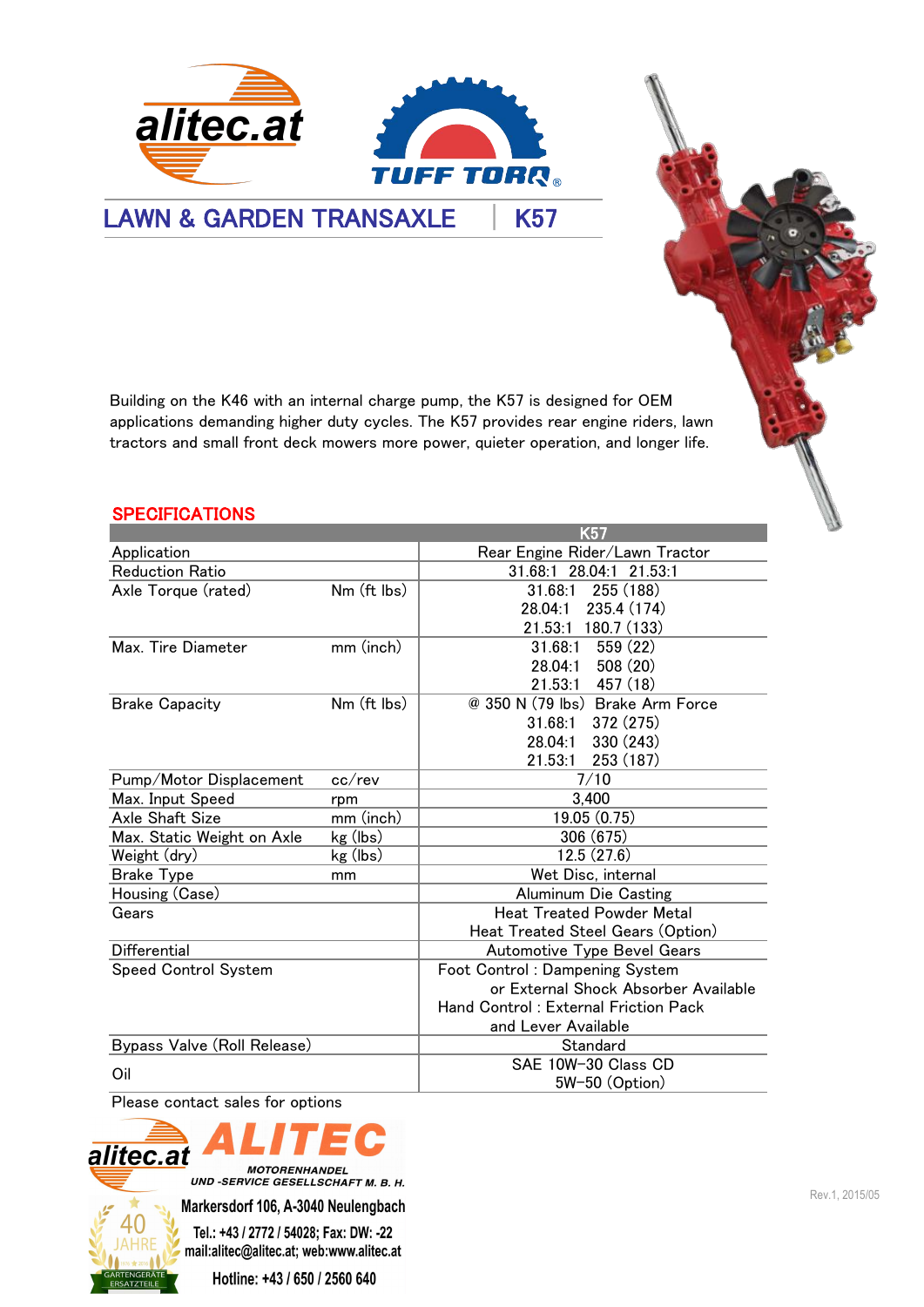# LAWN & GARDEN TRANSAXLE | K57

Building on the K46 with an internal charge pump, the K57 is designed for OEM applications demanding higher duty cycles. The K57 provides rear engine riders, lawn tractors and small front deck mowers more power, quieter operation, and longer life.

## SPECIFICATIONS

| | | K57 |
|---|---|---|
| Application | | Rear Engine Rider/Lawn Tractor |
| Reduction Ratio | | 31.68:1 28.04:1 21.53:1 |
| Axle Torque (rated) | Nm (ft lbs) | 31.68:1 255 (188)<br>28.04:1 235.4 (174)<br>21.53:1 180.7 (133) |
| Max. Tire Diameter | mm (inch) | 31.68:1 559 (22)<br>28.04:1 508 (20)<br>21.53:1 457 (18) |
| Brake Capacity | Nm (ft lbs) | @ 350 N (79 lbs) Brake Arm Force<br>31.68:1 372 (275)<br>28.04:1 330 (243)<br>21.53:1 253 (187) |
| Pump/Motor Displacement | cc/rev | 7/10 |
| Max. Input Speed | rpm | 3,400 |
| Axle Shaft Size | mm (inch) | 19.05 (0.75) |
| Max. Static Weight on Axle | kg (lbs) | 306 (675) |
| Weight (dry) | kg (lbs) | 12.5 (27.6) |
| Brake Type | mm | Wet Disc, internal |
| Housing (Case) | | Aluminum Die Casting |
| Gears | | Heat Treated Powder Metal<br>Heat Treated Steel Gears (Option) |
| Differential | | Automotive Type Bevel Gears |
| Speed Control System | | Foot Control : Dampening System<br>or External Shock Absorber Available<br>Hand Control : External Friction Pack<br>and Lever Available |
| Bypass Valve (Roll Release) | | Standard |
| Oil | | SAE 10W-30 Class CD<br>5W-50 (Option) |

Please contact sales for options

**ALITEC**
MOTORENHANDEL UND -SERVICE GESELLSCHAFT M. B. H.
Markersdorf 106, A-3040 Neulengbach
Tel.: +43 / 2772 / 54028; Fax: DW: -22
mail:alitec@alitec.at; web:www.alitec.at
Hotline: +43 / 650 / 2560 640

Rev.1, 2015/05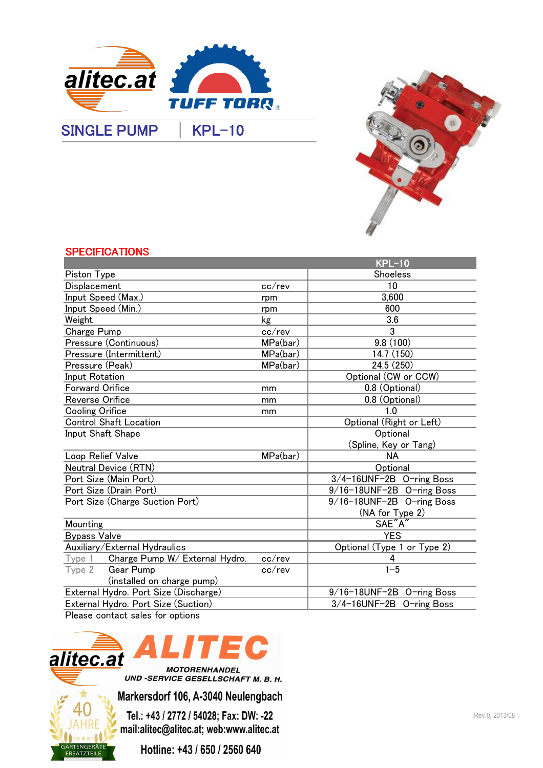# SINGLE PUMP | KPL–10

## SPECIFICATIONS

| | | | KPL–10 |
|---|---|---|---|
| Piston Type | | | Shoeless |
| Displacement | | cc/rev | 10 |
| Input Speed (Max.) | | rpm | 3,600 |
| Input Speed (Min.) | | rpm | 600 |
| Weight | | kg | 3.6 |
| Charge Pump | | cc/rev | 3 |
| Pressure (Continuous) | | MPa(bar) | 9.8 (100) |
| Pressure (Intermittent) | | MPa(bar) | 14.7 (150) |
| Pressure (Peak) | | MPa(bar) | 24.5 (250) |
| Input Rotation | | | Optional (CW or CCW) |
| Forward Orifice | | mm | 0.8 (Optional) |
| Reverse Orifice | | mm | 0.8 (Optional) |
| Cooling Orifice | | mm | 1.0 |
| Control Shaft Location | | | Optional (Right or Left) |
| Input Shaft Shape | | | Optional (Spline, Key or Tang) |
| Loop Relief Valve | | MPa(bar) | NA |
| Neutral Device (RTN) | | | Optional |
| Port Size (Main Port) | | | 3/4–16UNF–2B O–ring Boss |
| Port Size (Drain Port) | | | 9/16–18UNF–2B O–ring Boss |
| Port Size (Charge Suction Port) | | | 9/16–18UNF–2B O–ring Boss (NA for Type 2) |
| Mounting | | | SAE"A" |
| Bypass Valve | | | YES |
| Auxiliary/External Hydraulics | | | Optional (Type 1 or Type 2) |
| Type 1 | Charge Pump W/ External Hydro. | cc/rev | 4 |
| Type 2 | Gear Pump (installed on charge pump) | cc/rev | 1–5 |
| External Hydro. Port Size (Discharge) | | | 9/16–18UNF–2B O–ring Boss |
| External Hydro. Port Size (Suction) | | | 3/4–16UNF–2B O–ring Boss |

Please contact sales for options

**ALITEC**
MOTORENHANDEL UND -SERVICE GESELLSCHAFT M. B. H.
Markersdorf 106, A-3040 Neulengbach
Tel.: +43 / 2772 / 54028; Fax: DW: -22
mail:alitec@alitec.at; web:www.alitec.at
Hotline: +43 / 650 / 2560 640

40 JAHRE – GARTENGERÄTE ERSATZTEILE

Rev.0, 2013/08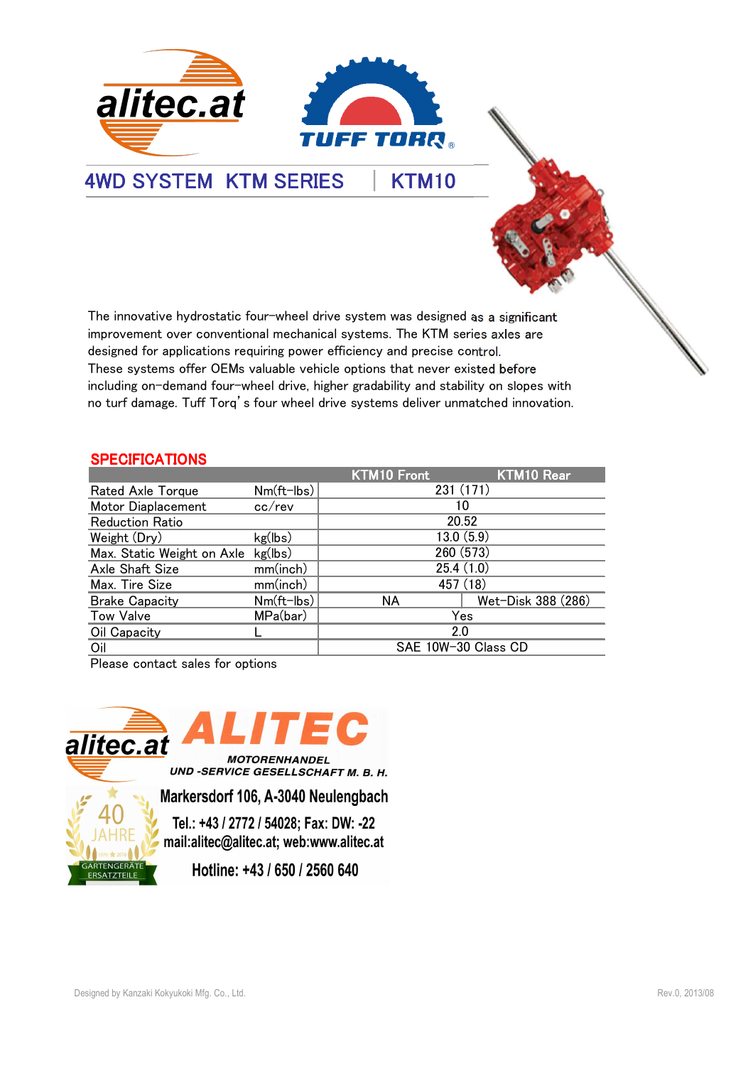alitec.at

TUFF TORQ®

# 4WD SYSTEM KTM SERIES | KTM10

The innovative hydrostatic four-wheel drive system was designed as a significant improvement over conventional mechanical systems. The KTM series axles are designed for applications requiring power efficiency and precise control.
These systems offer OEMs valuable vehicle options that never existed before including on-demand four-wheel drive, higher gradability and stability on slopes with no turf damage. Tuff Torq's four wheel drive systems deliver unmatched innovation.

## SPECIFICATIONS

| | | KTM10 Front | KTM10 Rear |
|---|---|---|---|
| Rated Axle Torque | Nm(ft-lbs) | 231 (171) | |
| Motor Diaplacement | cc/rev | 10 | |
| Reduction Ratio | | 20.52 | |
| Weight (Dry) | kg(lbs) | 13.0 (5.9) | |
| Max. Static Weight on Axle | kg(lbs) | 260 (573) | |
| Axle Shaft Size | mm(inch) | 25.4 (1.0) | |
| Max. Tire Size | mm(inch) | 457 (18) | |
| Brake Capacity | Nm(ft-lbs) | NA | Wet-Disk 388 (286) |
| Tow Valve | MPa(bar) | Yes | |
| Oil Capacity | L | 2.0 | |
| Oil | | SAE 10W-30 Class CD | |

Please contact sales for options

alitec.at **ALITEC**
MOTORENHANDEL
UND -SERVICE GESELLSCHAFT M. B. H.

40 JAHRE
GARTENGERÄTE ERSATZTEILE

**Markersdorf 106, A-3040 Neulengbach**
**Tel.: +43 / 2772 / 54028; Fax: DW: -22**
**mail:alitec@alitec.at; web:www.alitec.at**
**Hotline: +43 / 650 / 2560 640**

Designed by Kanzaki Kokyukoki Mfg. Co., Ltd.

Rev.0, 2013/08